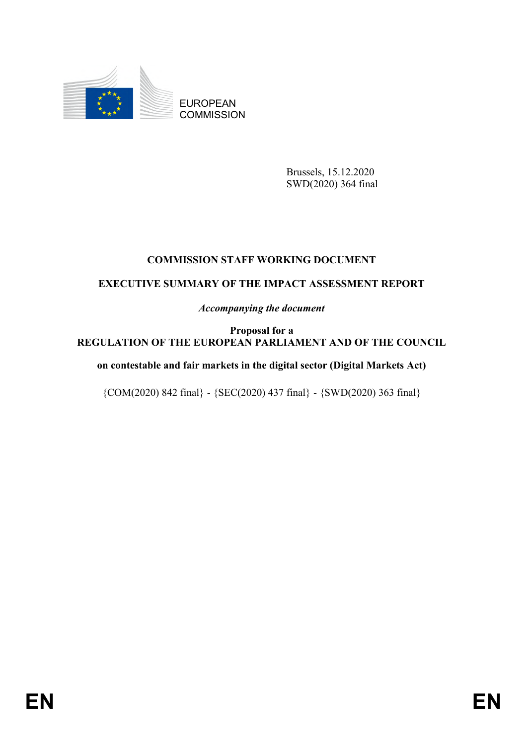EUROPEAN COMMISSION

Brussels, 15.12.2020
SWD(2020) 364 final

**COMMISSION STAFF WORKING DOCUMENT**

**EXECUTIVE SUMMARY OF THE IMPACT ASSESSMENT REPORT**

*Accompanying the document*

**Proposal for a**
**REGULATION OF THE EUROPEAN PARLIAMENT AND OF THE COUNCIL**

**on contestable and fair markets in the digital sector (Digital Markets Act)**

{COM(2020) 842 final} - {SEC(2020) 437 final} - {SWD(2020) 363 final}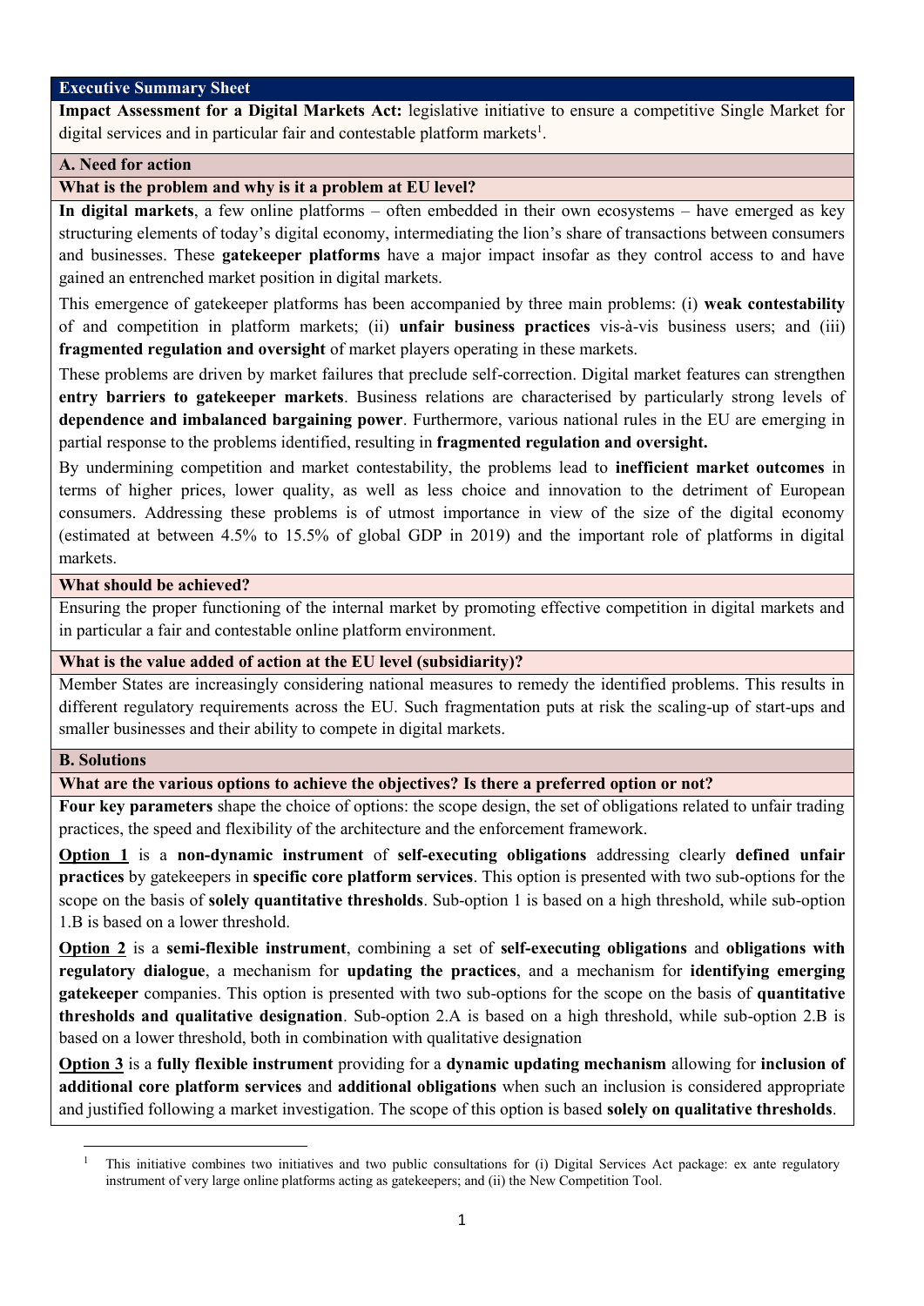## Executive Summary Sheet

**Impact Assessment for a Digital Markets Act:** legislative initiative to ensure a competitive Single Market for digital services and in particular fair and contestable platform markets[1].

### A. Need for action

#### What is the problem and why is it a problem at EU level?

**In digital markets**, a few online platforms – often embedded in their own ecosystems – have emerged as key structuring elements of today's digital economy, intermediating the lion's share of transactions between consumers and businesses. These **gatekeeper platforms** have a major impact insofar as they control access to and have gained an entrenched market position in digital markets.

This emergence of gatekeeper platforms has been accompanied by three main problems: (i) **weak contestability** of and competition in platform markets; (ii) **unfair business practices** vis-à-vis business users; and (iii) **fragmented regulation and oversight** of market players operating in these markets.

These problems are driven by market failures that preclude self-correction. Digital market features can strengthen **entry barriers to gatekeeper markets**. Business relations are characterised by particularly strong levels of **dependence and imbalanced bargaining power**. Furthermore, various national rules in the EU are emerging in partial response to the problems identified, resulting in **fragmented regulation and oversight.**

By undermining competition and market contestability, the problems lead to **inefficient market outcomes** in terms of higher prices, lower quality, as well as less choice and innovation to the detriment of European consumers. Addressing these problems is of utmost importance in view of the size of the digital economy (estimated at between 4.5% to 15.5% of global GDP in 2019) and the important role of platforms in digital markets.

#### What should be achieved?

Ensuring the proper functioning of the internal market by promoting effective competition in digital markets and in particular a fair and contestable online platform environment.

#### What is the value added of action at the EU level (subsidiarity)?

Member States are increasingly considering national measures to remedy the identified problems. This results in different regulatory requirements across the EU. Such fragmentation puts at risk the scaling-up of start-ups and smaller businesses and their ability to compete in digital markets.

### B. Solutions

#### What are the various options to achieve the objectives? Is there a preferred option or not?

**Four key parameters** shape the choice of options: the scope design, the set of obligations related to unfair trading practices, the speed and flexibility of the architecture and the enforcement framework.

**Option 1** is a **non-dynamic instrument** of **self-executing obligations** addressing clearly **defined unfair practices** by gatekeepers in **specific core platform services**. This option is presented with two sub-options for the scope on the basis of **solely quantitative thresholds**. Sub-option 1 is based on a high threshold, while sub-option 1.B is based on a lower threshold.

**Option 2** is a **semi-flexible instrument**, combining a set of **self-executing obligations** and **obligations with regulatory dialogue**, a mechanism for **updating the practices**, and a mechanism for **identifying emerging gatekeeper** companies. This option is presented with two sub-options for the scope on the basis of **quantitative thresholds and qualitative designation**. Sub-option 2.A is based on a high threshold, while sub-option 2.B is based on a lower threshold, both in combination with qualitative designation

**Option 3** is a **fully flexible instrument** providing for a **dynamic updating mechanism** allowing for **inclusion of additional core platform services** and **additional obligations** when such an inclusion is considered appropriate and justified following a market investigation. The scope of this option is based **solely on qualitative thresholds**.

[1] This initiative combines two initiatives and two public consultations for (i) Digital Services Act package: ex ante regulatory instrument of very large online platforms acting as gatekeepers; and (ii) the New Competition Tool.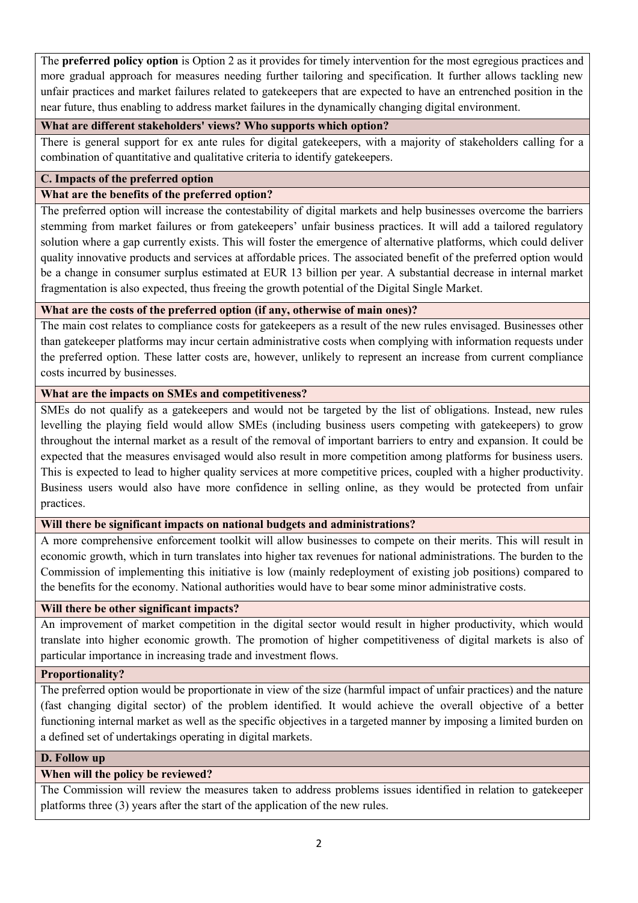The **preferred policy option** is Option 2 as it provides for timely intervention for the most egregious practices and more gradual approach for measures needing further tailoring and specification. It further allows tackling new unfair practices and market failures related to gatekeepers that are expected to have an entrenched position in the near future, thus enabling to address market failures in the dynamically changing digital environment.

**What are different stakeholders' views? Who supports which option?**

There is general support for ex ante rules for digital gatekeepers, with a majority of stakeholders calling for a combination of quantitative and qualitative criteria to identify gatekeepers.

## C. Impacts of the preferred option

**What are the benefits of the preferred option?**

The preferred option will increase the contestability of digital markets and help businesses overcome the barriers stemming from market failures or from gatekeepers' unfair business practices. It will add a tailored regulatory solution where a gap currently exists. This will foster the emergence of alternative platforms, which could deliver quality innovative products and services at affordable prices. The associated benefit of the preferred option would be a change in consumer surplus estimated at EUR 13 billion per year. A substantial decrease in internal market fragmentation is also expected, thus freeing the growth potential of the Digital Single Market.

**What are the costs of the preferred option (if any, otherwise of main ones)?**

The main cost relates to compliance costs for gatekeepers as a result of the new rules envisaged. Businesses other than gatekeeper platforms may incur certain administrative costs when complying with information requests under the preferred option. These latter costs are, however, unlikely to represent an increase from current compliance costs incurred by businesses.

**What are the impacts on SMEs and competitiveness?**

SMEs do not qualify as a gatekeepers and would not be targeted by the list of obligations. Instead, new rules levelling the playing field would allow SMEs (including business users competing with gatekeepers) to grow throughout the internal market as a result of the removal of important barriers to entry and expansion. It could be expected that the measures envisaged would also result in more competition among platforms for business users. This is expected to lead to higher quality services at more competitive prices, coupled with a higher productivity. Business users would also have more confidence in selling online, as they would be protected from unfair practices.

**Will there be significant impacts on national budgets and administrations?**

A more comprehensive enforcement toolkit will allow businesses to compete on their merits. This will result in economic growth, which in turn translates into higher tax revenues for national administrations. The burden to the Commission of implementing this initiative is low (mainly redeployment of existing job positions) compared to the benefits for the economy. National authorities would have to bear some minor administrative costs.

**Will there be other significant impacts?**

An improvement of market competition in the digital sector would result in higher productivity, which would translate into higher economic growth. The promotion of higher competitiveness of digital markets is also of particular importance in increasing trade and investment flows.

**Proportionality?**

The preferred option would be proportionate in view of the size (harmful impact of unfair practices) and the nature (fast changing digital sector) of the problem identified. It would achieve the overall objective of a better functioning internal market as well as the specific objectives in a targeted manner by imposing a limited burden on a defined set of undertakings operating in digital markets.

## D. Follow up

**When will the policy be reviewed?**

The Commission will review the measures taken to address problems issues identified in relation to gatekeeper platforms three (3) years after the start of the application of the new rules.